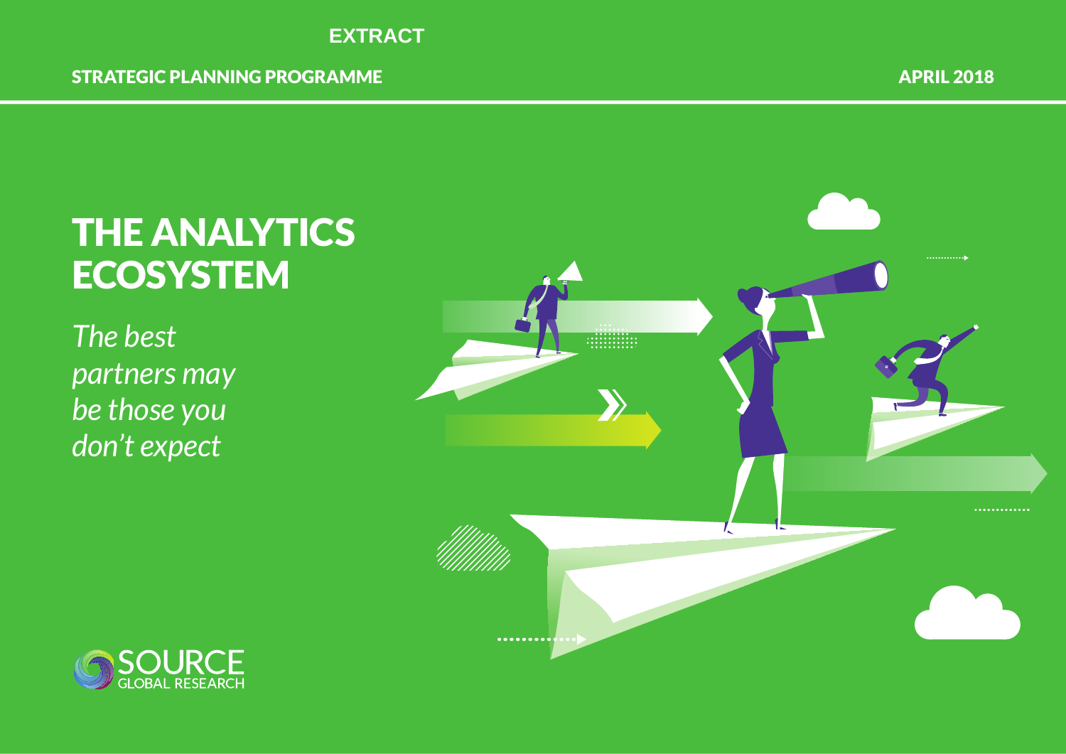EXTRACT

STRATEGIC PLANNING PROGRAMME

APRIL 2018

# THE ANALYTICS ECOSYSTEM

*The best partners may be those you don't expect*

SOURCE GLOBAL RESEARCH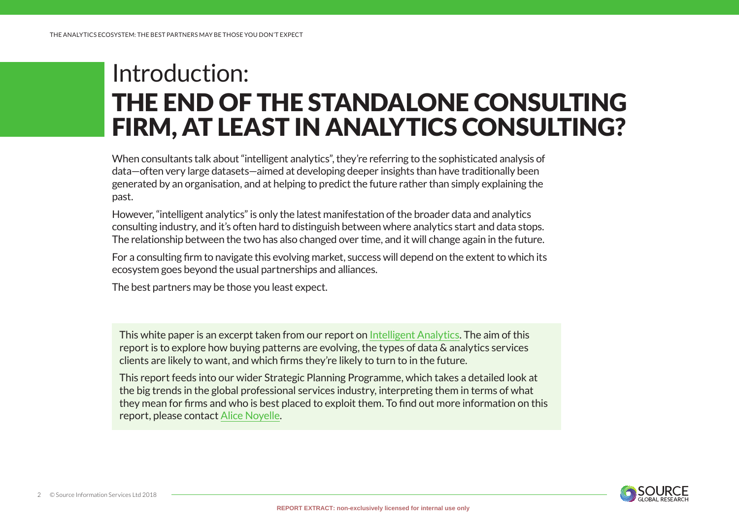# Introduction: THE END OF THE STANDALONE CONSULTING FIRM, AT LEAST IN ANALYTICS CONSULTING?

When consultants talk about "intelligent analytics", they're referring to the sophisticated analysis of data—often very large datasets—aimed at developing deeper insights than have traditionally been generated by an organisation, and at helping to predict the future rather than simply explaining the past.

However, "intelligent analytics" is only the latest manifestation of the broader data and analytics consulting industry, and it's often hard to distinguish between where analytics start and data stops. The relationship between the two has also changed over time, and it will change again in the future.

For a consulting firm to navigate this evolving market, success will depend on the extent to which its ecosystem goes beyond the usual partnerships and alliances.

The best partners may be those you least expect.

This white paper is an excerpt taken from our report on Intelligent Analytics. The aim of this report is to explore how buying patterns are evolving, the types of data & analytics services clients are likely to want, and which firms they're likely to turn to in the future.

This report feeds into our wider Strategic Planning Programme, which takes a detailed look at the big trends in the global professional services industry, interpreting them in terms of what they mean for firms and who is best placed to exploit them. To find out more information on this report, please contact Alice Noyelle.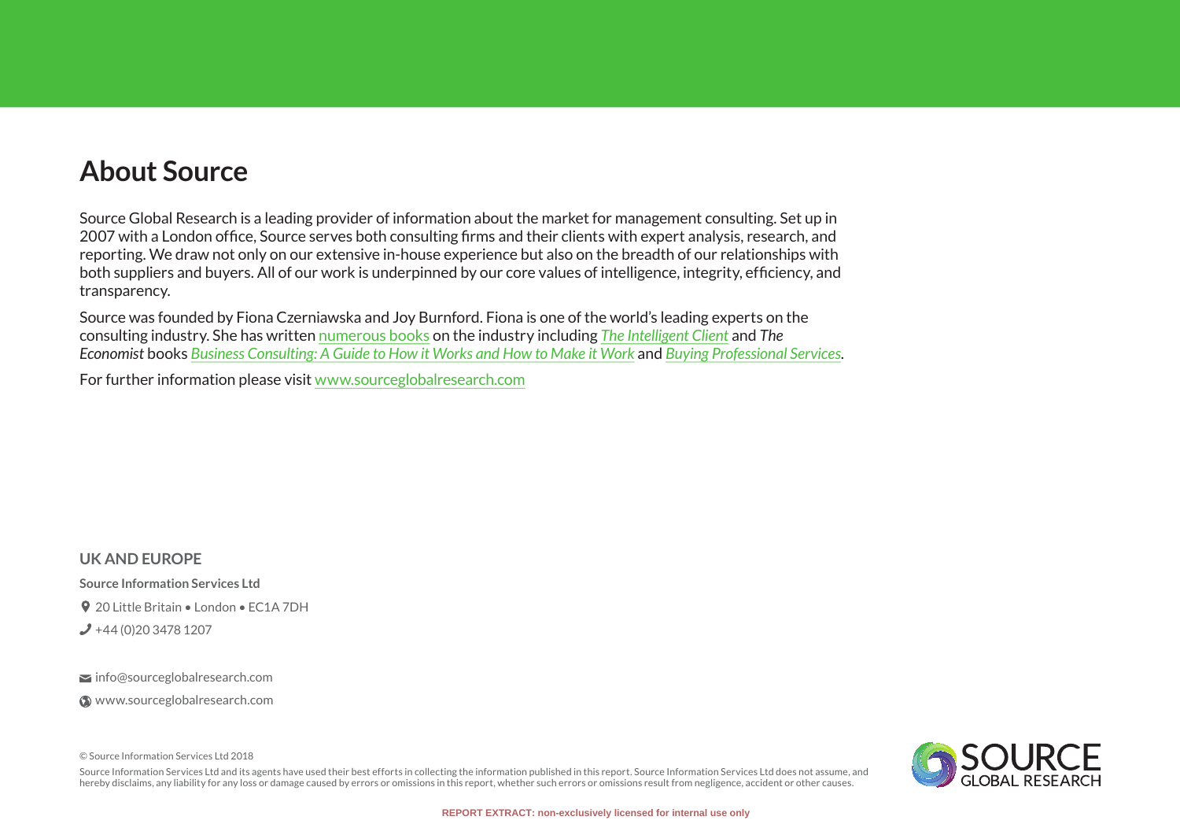# About Source

Source Global Research is a leading provider of information about the market for management consulting. Set up in 2007 with a London office, Source serves both consulting firms and their clients with expert analysis, research, and reporting. We draw not only on our extensive in-house experience but also on the breadth of our relationships with both suppliers and buyers. All of our work is underpinned by our core values of intelligence, integrity, efficiency, and transparency.

Source was founded by Fiona Czerniawska and Joy Burnford. Fiona is one of the world's leading experts on the consulting industry. She has written numerous books on the industry including *The Intelligent Client* and *The Economist* books *Business Consulting: A Guide to How it Works and How to Make it Work* and *Buying Professional Services*.

For further information please visit www.sourceglobalresearch.com

**UK AND EUROPE**

**Source Information Services Ltd**

20 Little Britain • London • EC1A 7DH

+44 (0)20 3478 1207

info@sourceglobalresearch.com

www.sourceglobalresearch.com

© Source Information Services Ltd 2018

Source Information Services Ltd and its agents have used their best efforts in collecting the information published in this report. Source Information Services Ltd does not assume, and hereby disclaims, any liability for any loss or damage caused by errors or omissions in this report, whether such errors or omissions result from negligence, accident or other causes.

SOURCE GLOBAL RESEARCH

REPORT EXTRACT: non-exclusively licensed for internal use only